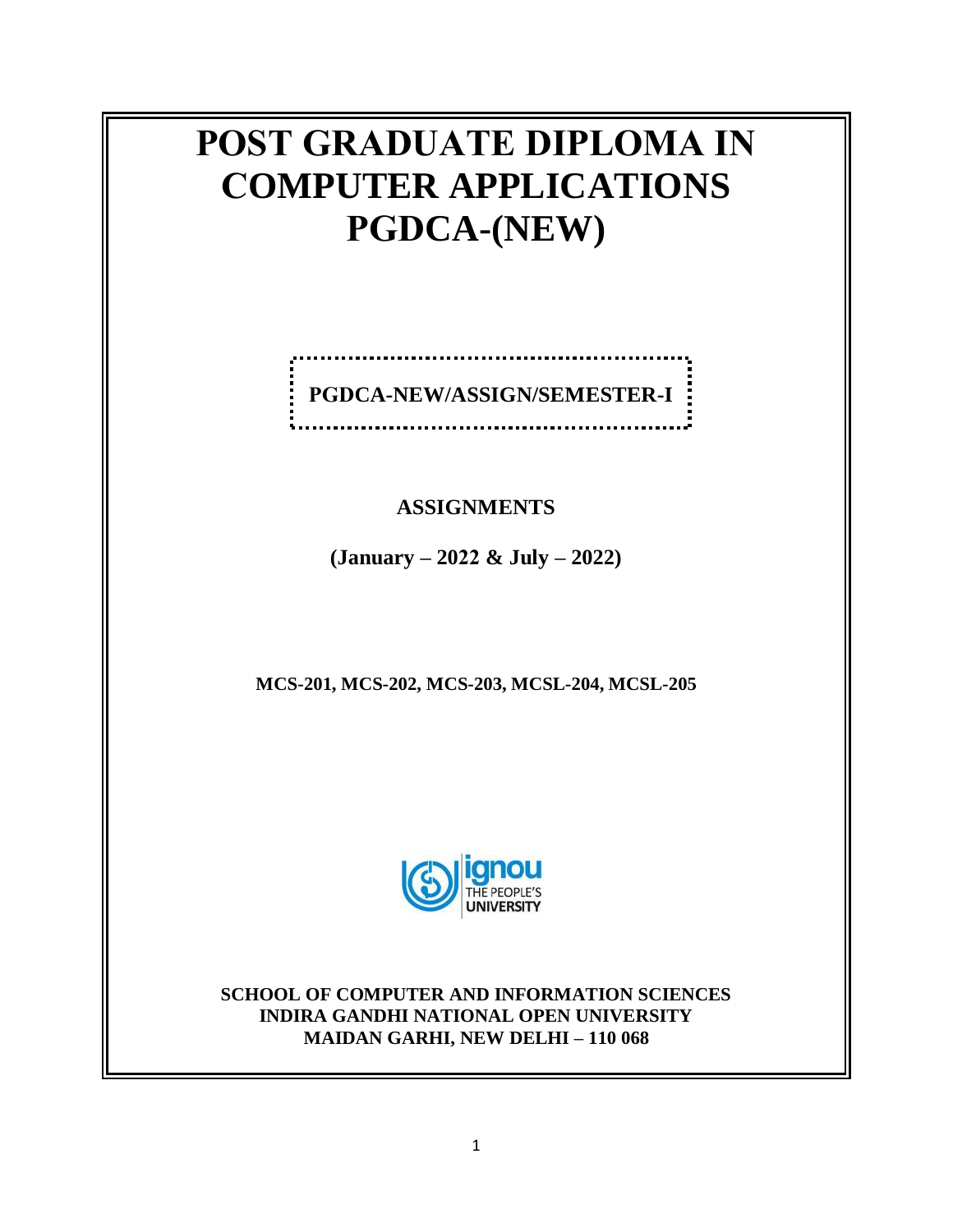# POST GRADUATE DIPLOMA IN COMPUTER APPLICATIONS PGDCA-(NEW)

**PGDCA-NEW/ASSIGN/SEMESTER-I**

**ASSIGNMENTS**

**(January – 2022 & July – 2022)**

**MCS-201, MCS-202, MCS-203, MCSL-204, MCSL-205**

**SCHOOL OF COMPUTER AND INFORMATION SCIENCES**
**INDIRA GANDHI NATIONAL OPEN UNIVERSITY**
**MAIDAN GARHI, NEW DELHI – 110 068**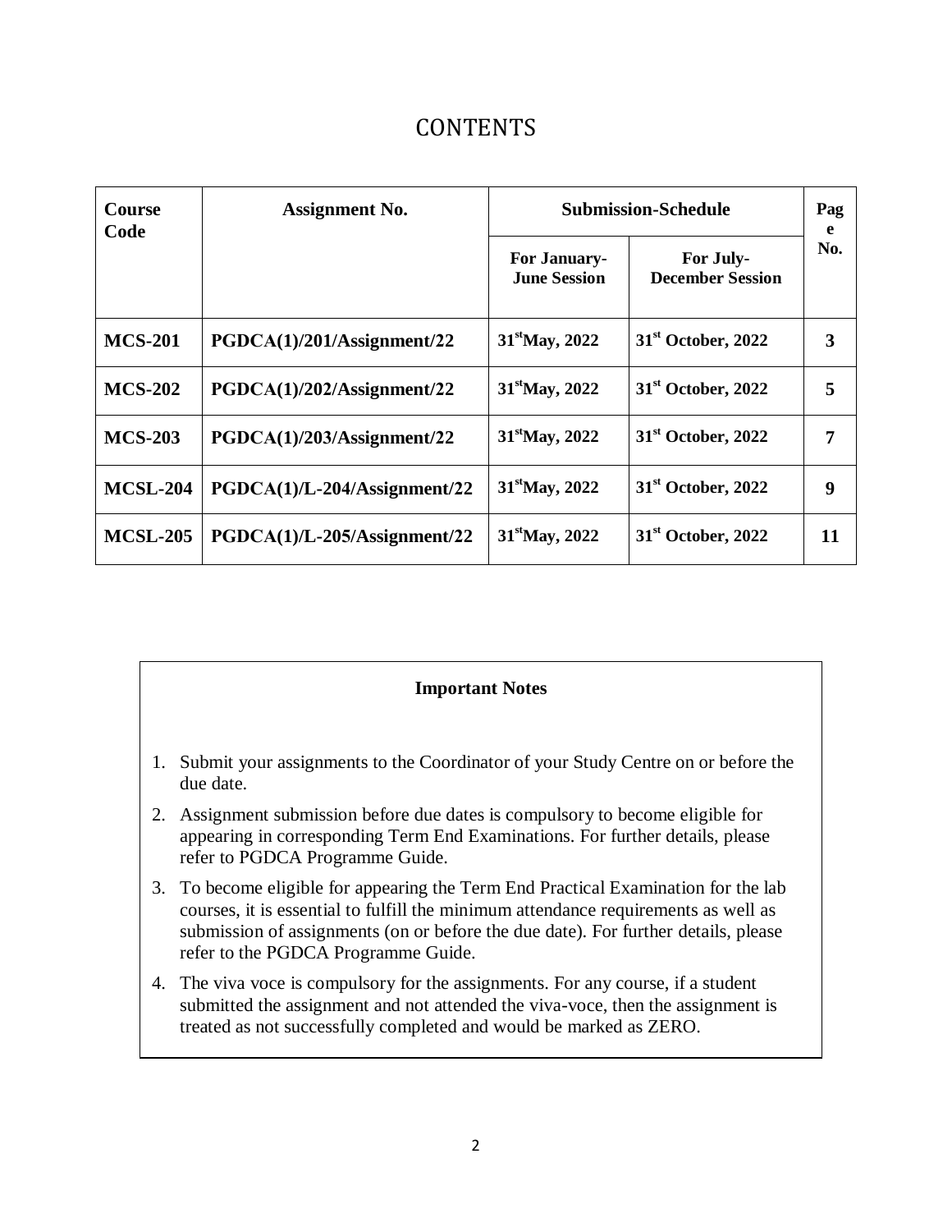# CONTENTS

| Course Code | Assignment No. | Submission-Schedule | | Page No. |
|---|---|---|---|---|
| | | For January-June Session | For July-December Session | |
| **MCS-201** | **PGDCA(1)/201/Assignment/22** | **31st May, 2022** | **31st October, 2022** | **3** |
| **MCS-202** | **PGDCA(1)/202/Assignment/22** | **31st May, 2022** | **31st October, 2022** | **5** |
| **MCS-203** | **PGDCA(1)/203/Assignment/22** | **31st May, 2022** | **31st October, 2022** | **7** |
| **MCSL-204** | **PGDCA(1)/L-204/Assignment/22** | **31st May, 2022** | **31st October, 2022** | **9** |
| **MCSL-205** | **PGDCA(1)/L-205/Assignment/22** | **31st May, 2022** | **31st October, 2022** | **11** |

**Important Notes**

1. Submit your assignments to the Coordinator of your Study Centre on or before the due date.
2. Assignment submission before due dates is compulsory to become eligible for appearing in corresponding Term End Examinations. For further details, please refer to PGDCA Programme Guide.
3. To become eligible for appearing the Term End Practical Examination for the lab courses, it is essential to fulfill the minimum attendance requirements as well as submission of assignments (on or before the due date). For further details, please refer to the PGDCA Programme Guide.
4. The viva voce is compulsory for the assignments. For any course, if a student submitted the assignment and not attended the viva-voce, then the assignment is treated as not successfully completed and would be marked as ZERO.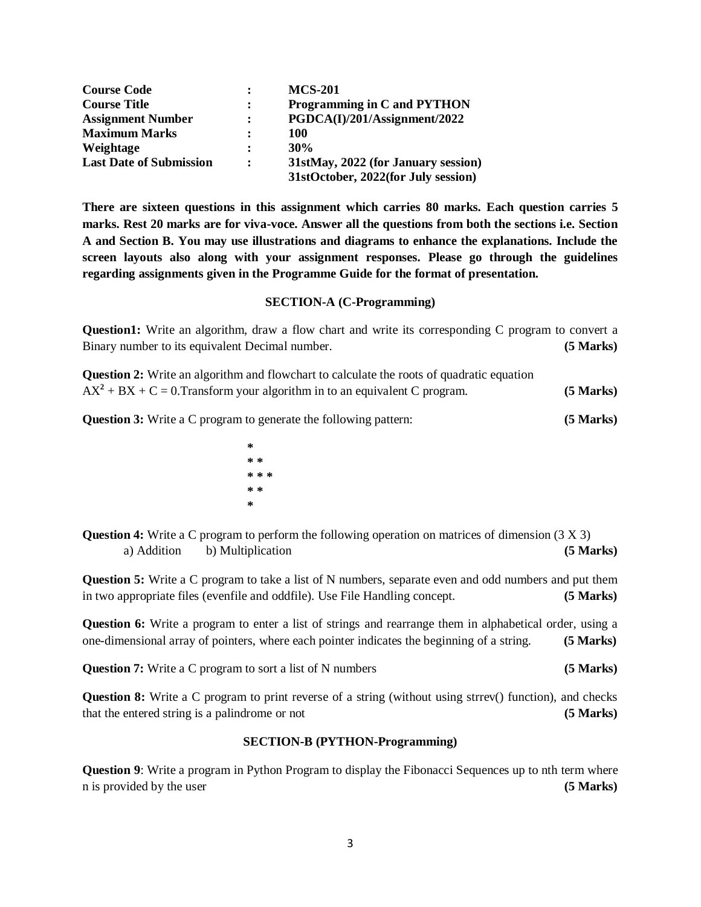| Course Code | : | MCS-201 |
|---|---|---|
| Course Title | : | Programming in C and PYTHON |
| Assignment Number | : | PGDCA(I)/201/Assignment/2022 |
| Maximum Marks | : | 100 |
| Weightage | : | 30% |
| Last Date of Submission | : | 31stMay, 2022 (for January session)<br>31stOctober, 2022(for July session) |

**There are sixteen questions in this assignment which carries 80 marks. Each question carries 5 marks. Rest 20 marks are for viva-voce. Answer all the questions from both the sections i.e. Section A and Section B. You may use illustrations and diagrams to enhance the explanations. Include the screen layouts also along with your assignment responses. Please go through the guidelines regarding assignments given in the Programme Guide for the format of presentation.**

## SECTION-A (C-Programming)

**Question1:** Write an algorithm, draw a flow chart and write its corresponding C program to convert a Binary number to its equivalent Decimal number. **(5 Marks)**

**Question 2:** Write an algorithm and flowchart to calculate the roots of quadratic equation $AX^2 + BX + C = 0$.Transform your algorithm in to an equivalent C program. **(5 Marks)**

**Question 3:** Write a C program to generate the following pattern: **(5 Marks)**

```
*
* *
* * *
* *
*
```

**Question 4:** Write a C program to perform the following operation on matrices of dimension (3 X 3)
a) Addition b) Multiplication **(5 Marks)**

**Question 5:** Write a C program to take a list of N numbers, separate even and odd numbers and put them in two appropriate files (evenfile and oddfile). Use File Handling concept. **(5 Marks)**

**Question 6:** Write a program to enter a list of strings and rearrange them in alphabetical order, using a one-dimensional array of pointers, where each pointer indicates the beginning of a string. **(5 Marks)**

**Question 7:** Write a C program to sort a list of N numbers **(5 Marks)**

**Question 8:** Write a C program to print reverse of a string (without using strrev() function), and checks that the entered string is a palindrome or not **(5 Marks)**

## SECTION-B (PYTHON-Programming)

**Question 9**: Write a program in Python Program to display the Fibonacci Sequences up to nth term where n is provided by the user **(5 Marks)**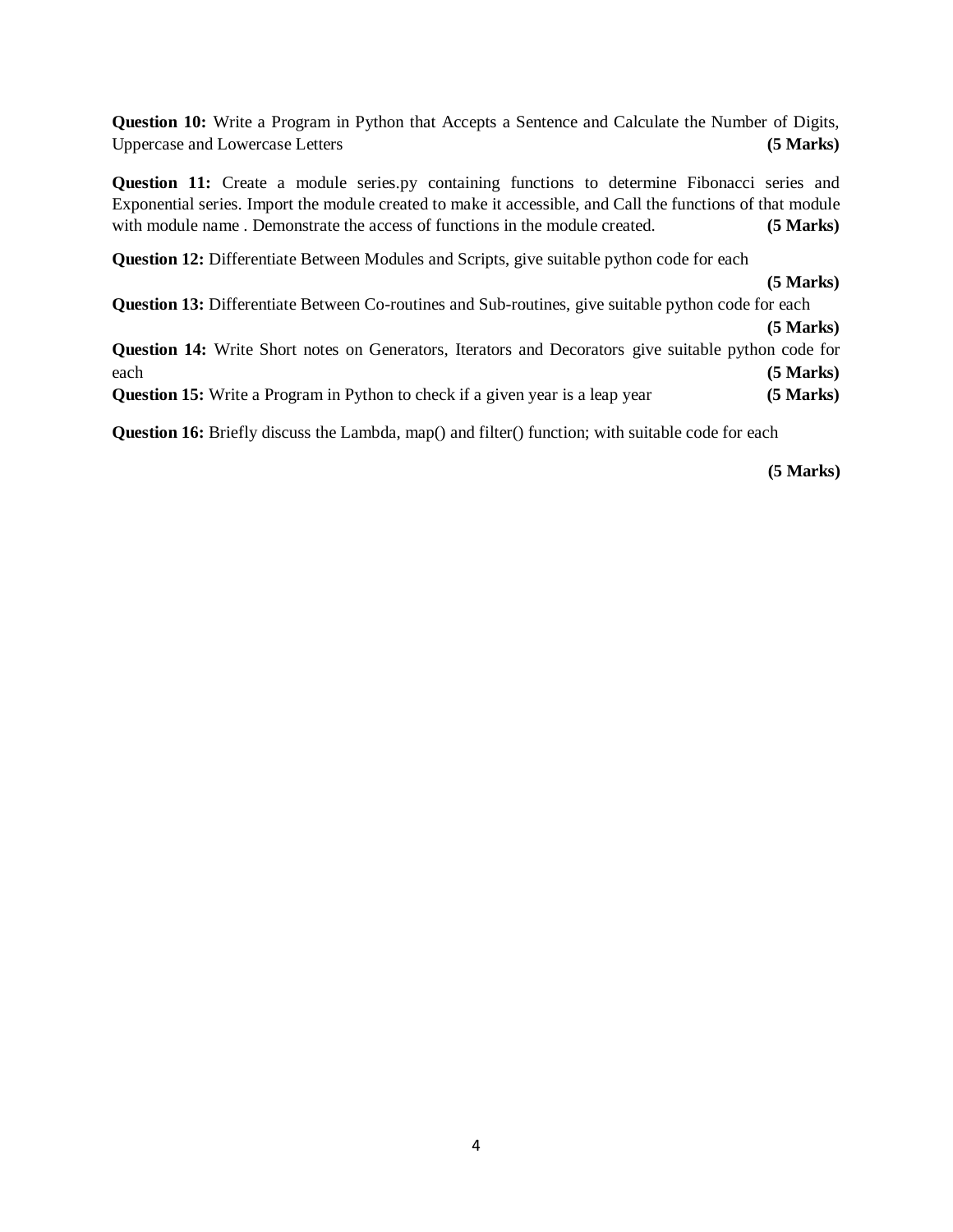**Question 10:** Write a Program in Python that Accepts a Sentence and Calculate the Number of Digits, Uppercase and Lowercase Letters **(5 Marks)**

**Question 11:** Create a module series.py containing functions to determine Fibonacci series and Exponential series. Import the module created to make it accessible, and Call the functions of that module with module name . Demonstrate the access of functions in the module created. **(5 Marks)**

**Question 12:** Differentiate Between Modules and Scripts, give suitable python code for each **(5 Marks)**

**Question 13:** Differentiate Between Co-routines and Sub-routines, give suitable python code for each **(5 Marks)**

**Question 14:** Write Short notes on Generators, Iterators and Decorators give suitable python code for each **(5 Marks)**

**Question 15:** Write a Program in Python to check if a given year is a leap year **(5 Marks)**

**Question 16:** Briefly discuss the Lambda, map() and filter() function; with suitable code for each **(5 Marks)**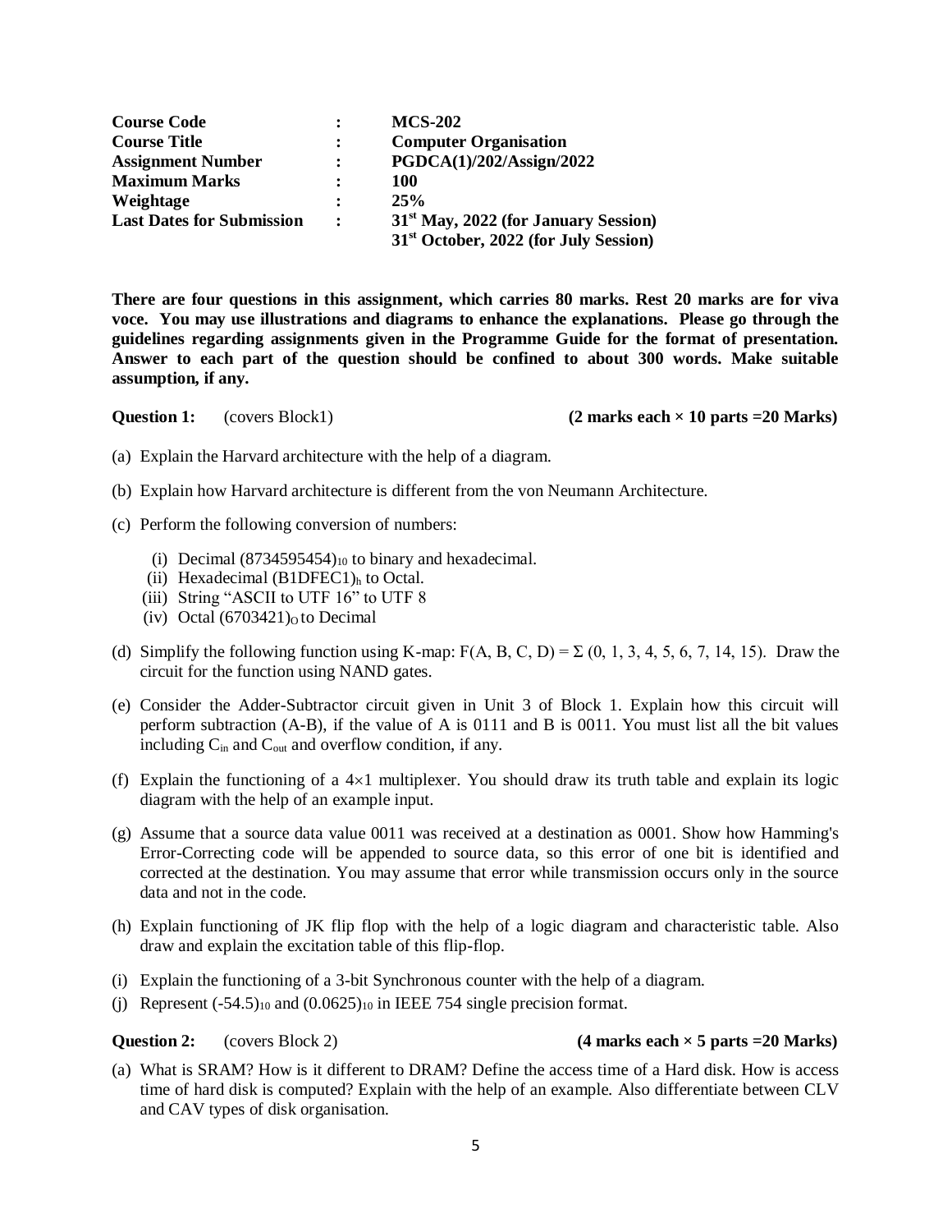| | | |
|---|---|---|
| **Course Code** | **:** | **MCS-202** |
| **Course Title** | **:** | **Computer Organisation** |
| **Assignment Number** | **:** | **PGDCA(1)/202/Assign/2022** |
| **Maximum Marks** | **:** | **100** |
| **Weightage** | **:** | **25%** |
| **Last Dates for Submission** | **:** | **31st May, 2022 (for January Session)** <br> **31st October, 2022 (for July Session)** |

**There are four questions in this assignment, which carries 80 marks. Rest 20 marks are for viva voce. You may use illustrations and diagrams to enhance the explanations. Please go through the guidelines regarding assignments given in the Programme Guide for the format of presentation. Answer to each part of the question should be confined to about 300 words. Make suitable assumption, if any.**

**Question 1:** (covers Block1) **(2 marks each × 10 parts =20 Marks)**

(a) Explain the Harvard architecture with the help of a diagram.

(b) Explain how Harvard architecture is different from the von Neumann Architecture.

(c) Perform the following conversion of numbers:

  (i) Decimal $(8734595454)_{10}$ to binary and hexadecimal.
  (ii) Hexadecimal $(B1DFEC1)_h$ to Octal.
  (iii) String "ASCII to UTF 16" to UTF 8
  (iv) Octal $(6703421)_O$ to Decimal

(d) Simplify the following function using K-map: $F(A, B, C, D) = \Sigma\ (0, 1, 3, 4, 5, 6, 7, 14, 15)$. Draw the circuit for the function using NAND gates.

(e) Consider the Adder-Subtractor circuit given in Unit 3 of Block 1. Explain how this circuit will perform subtraction (A-B), if the value of A is 0111 and B is 0011. You must list all the bit values including $C_{in}$ and $C_{out}$ and overflow condition, if any.

(f) Explain the functioning of a $4 \times 1$ multiplexer. You should draw its truth table and explain its logic diagram with the help of an example input.

(g) Assume that a source data value 0011 was received at a destination as 0001. Show how Hamming's Error-Correcting code will be appended to source data, so this error of one bit is identified and corrected at the destination. You may assume that error while transmission occurs only in the source data and not in the code.

(h) Explain functioning of JK flip flop with the help of a logic diagram and characteristic table. Also draw and explain the excitation table of this flip-flop.

(i) Explain the functioning of a 3-bit Synchronous counter with the help of a diagram.

(j) Represent $(-54.5)_{10}$ and $(0.0625)_{10}$ in IEEE 754 single precision format.

**Question 2:** (covers Block 2) **(4 marks each × 5 parts =20 Marks)**

(a) What is SRAM? How is it different to DRAM? Define the access time of a Hard disk. How is access time of hard disk is computed? Explain with the help of an example. Also differentiate between CLV and CAV types of disk organisation.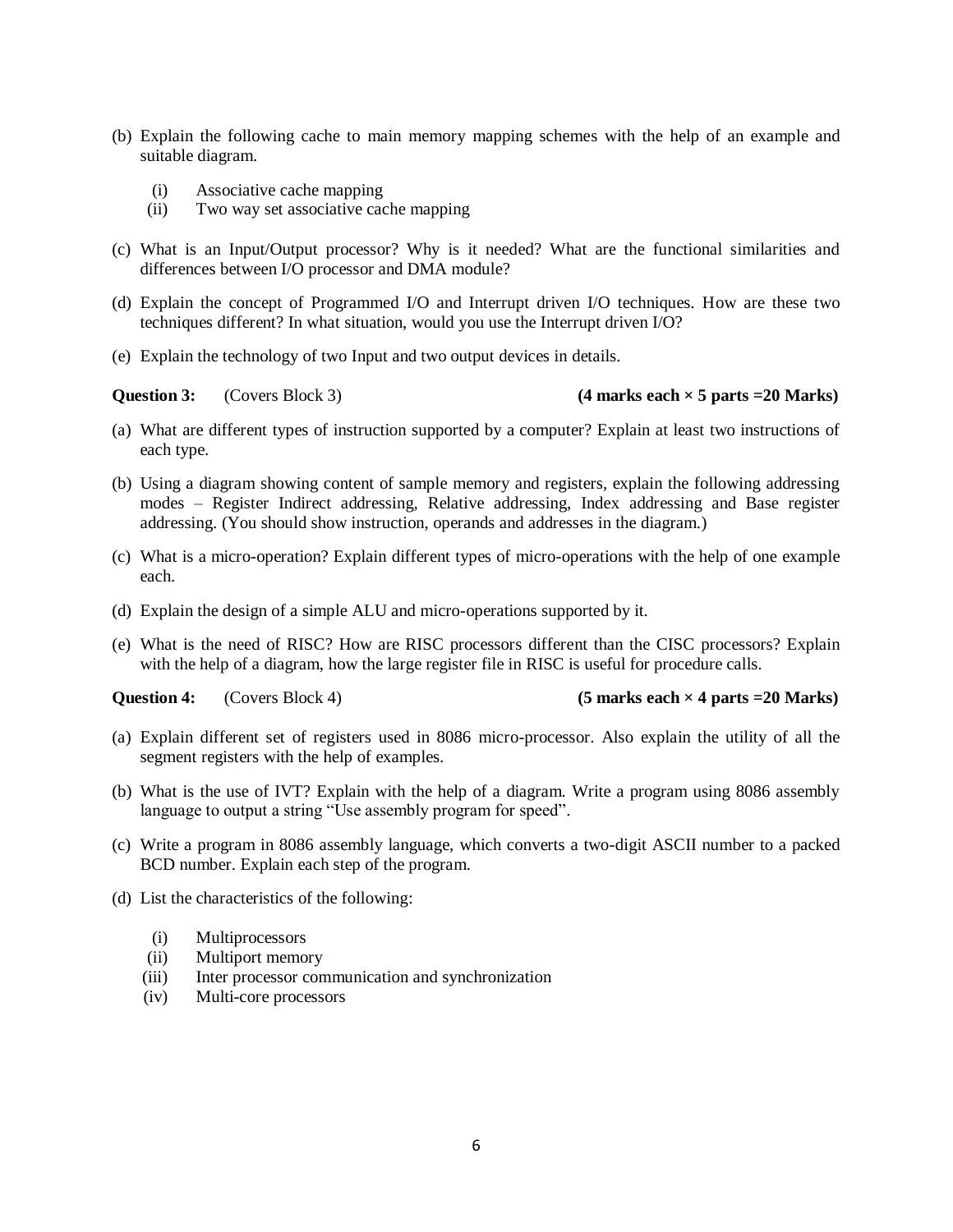(b) Explain the following cache to main memory mapping schemes with the help of an example and suitable diagram.

   (i) Associative cache mapping
   (ii) Two way set associative cache mapping

(c) What is an Input/Output processor? Why is it needed? What are the functional similarities and differences between I/O processor and DMA module?

(d) Explain the concept of Programmed I/O and Interrupt driven I/O techniques. How are these two techniques different? In what situation, would you use the Interrupt driven I/O?

(e) Explain the technology of two Input and two output devices in details.

**Question 3:** (Covers Block 3) **(4 marks each × 5 parts =20 Marks)**

(a) What are different types of instruction supported by a computer? Explain at least two instructions of each type.

(b) Using a diagram showing content of sample memory and registers, explain the following addressing modes – Register Indirect addressing, Relative addressing, Index addressing and Base register addressing. (You should show instruction, operands and addresses in the diagram.)

(c) What is a micro-operation? Explain different types of micro-operations with the help of one example each.

(d) Explain the design of a simple ALU and micro-operations supported by it.

(e) What is the need of RISC? How are RISC processors different than the CISC processors? Explain with the help of a diagram, how the large register file in RISC is useful for procedure calls.

**Question 4:** (Covers Block 4) **(5 marks each × 4 parts =20 Marks)**

(a) Explain different set of registers used in 8086 micro-processor. Also explain the utility of all the segment registers with the help of examples.

(b) What is the use of IVT? Explain with the help of a diagram. Write a program using 8086 assembly language to output a string "Use assembly program for speed".

(c) Write a program in 8086 assembly language, which converts a two-digit ASCII number to a packed BCD number. Explain each step of the program.

(d) List the characteristics of the following:

   (i) Multiprocessors
   (ii) Multiport memory
   (iii) Inter processor communication and synchronization
   (iv) Multi-core processors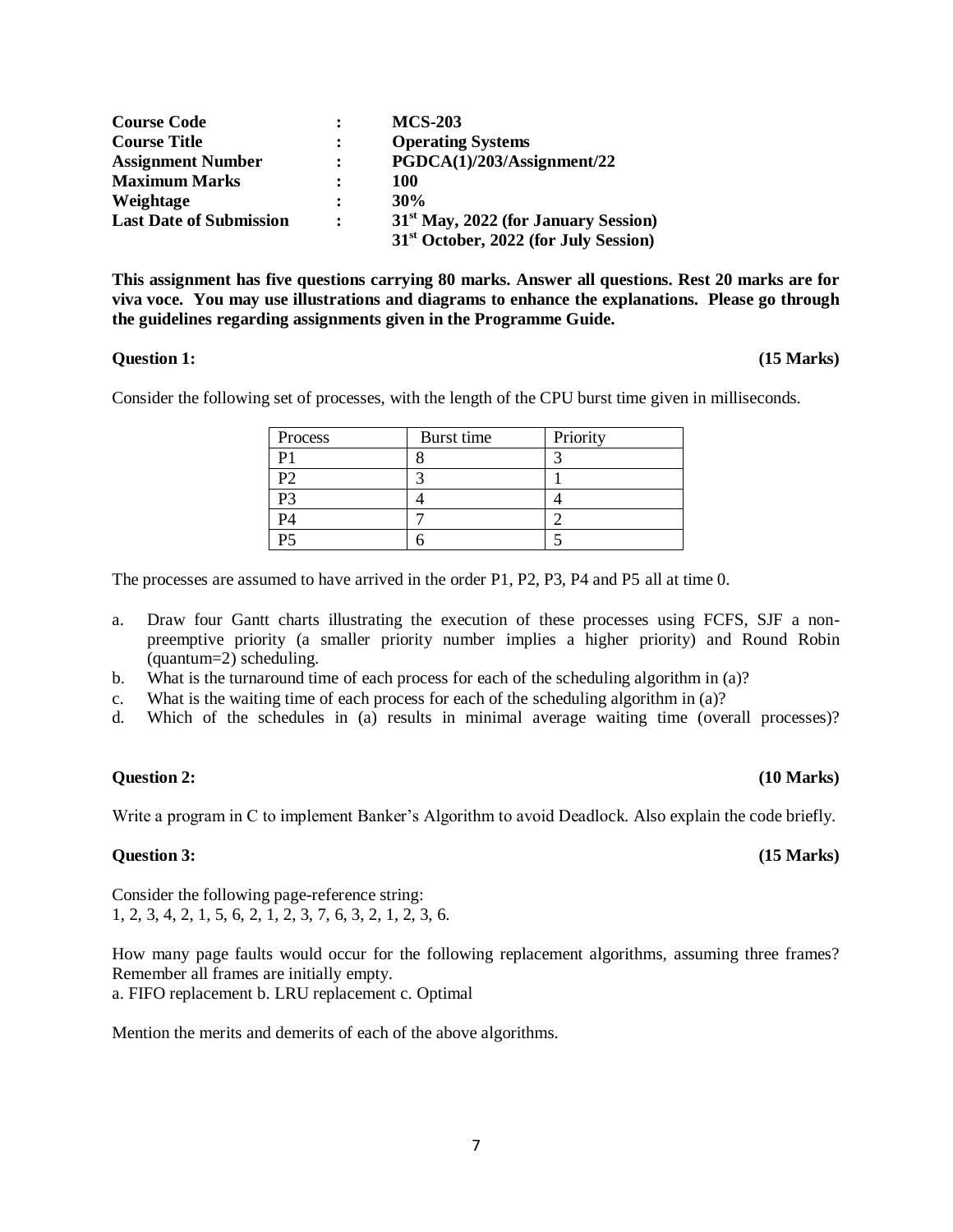| | | |
|---|---|---|
| **Course Code** | **:** | **MCS-203** |
| **Course Title** | **:** | **Operating Systems** |
| **Assignment Number** | **:** | **PGDCA(1)/203/Assignment/22** |
| **Maximum Marks** | **:** | **100** |
| **Weightage** | **:** | **30%** |
| **Last Date of Submission** | **:** | **31st May, 2022 (for January Session)** <br> **31st October, 2022 (for July Session)** |

**This assignment has five questions carrying 80 marks. Answer all questions. Rest 20 marks are for viva voce. You may use illustrations and diagrams to enhance the explanations. Please go through the guidelines regarding assignments given in the Programme Guide.**

**Question 1: (15 Marks)**

Consider the following set of processes, with the length of the CPU burst time given in milliseconds.

| Process | Burst time | Priority |
|---|---|---|
| P1 | 8 | 3 |
| P2 | 3 | 1 |
| P3 | 4 | 4 |
| P4 | 7 | 2 |
| P5 | 6 | 5 |

The processes are assumed to have arrived in the order P1, P2, P3, P4 and P5 all at time 0.

a. Draw four Gantt charts illustrating the execution of these processes using FCFS, SJF a non-preemptive priority (a smaller priority number implies a higher priority) and Round Robin (quantum=2) scheduling.

b. What is the turnaround time of each process for each of the scheduling algorithm in (a)?

c. What is the waiting time of each process for each of the scheduling algorithm in (a)?

d. Which of the schedules in (a) results in minimal average waiting time (overall processes)?

**Question 2: (10 Marks)**

Write a program in C to implement Banker's Algorithm to avoid Deadlock. Also explain the code briefly.

**Question 3: (15 Marks)**

Consider the following page-reference string:
1, 2, 3, 4, 2, 1, 5, 6, 2, 1, 2, 3, 7, 6, 3, 2, 1, 2, 3, 6.

How many page faults would occur for the following replacement algorithms, assuming three frames? Remember all frames are initially empty.
a. FIFO replacement b. LRU replacement c. Optimal

Mention the merits and demerits of each of the above algorithms.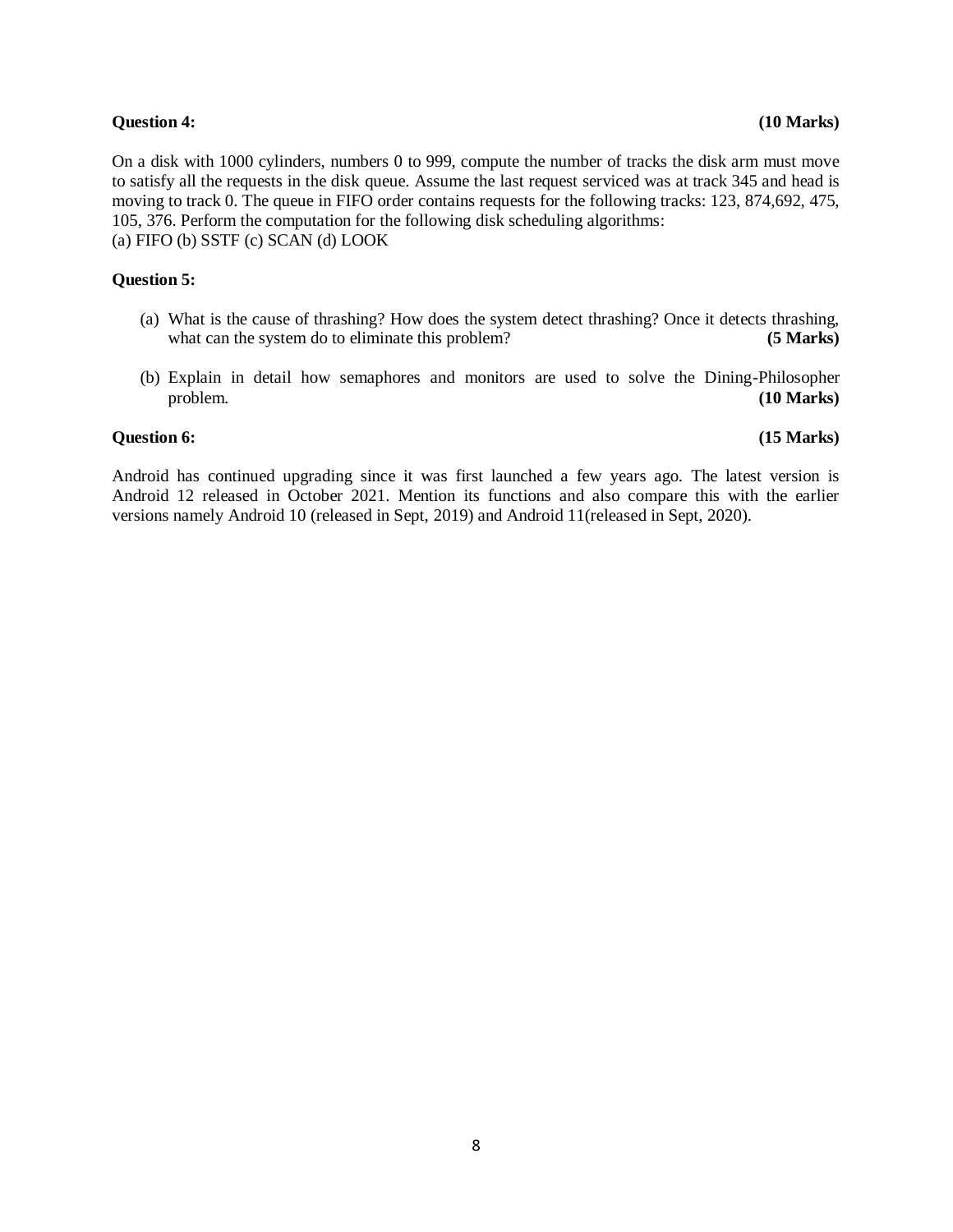**Question 4:** **(10 Marks)**

On a disk with 1000 cylinders, numbers 0 to 999, compute the number of tracks the disk arm must move to satisfy all the requests in the disk queue. Assume the last request serviced was at track 345 and head is moving to track 0. The queue in FIFO order contains requests for the following tracks: 123, 874,692, 475, 105, 376. Perform the computation for the following disk scheduling algorithms:
(a) FIFO (b) SSTF (c) SCAN (d) LOOK

**Question 5:**

(a) What is the cause of thrashing? How does the system detect thrashing? Once it detects thrashing, what can the system do to eliminate this problem? **(5 Marks)**

(b) Explain in detail how semaphores and monitors are used to solve the Dining-Philosopher problem. **(10 Marks)**

**Question 6:** **(15 Marks)**

Android has continued upgrading since it was first launched a few years ago. The latest version is Android 12 released in October 2021. Mention its functions and also compare this with the earlier versions namely Android 10 (released in Sept, 2019) and Android 11(released in Sept, 2020).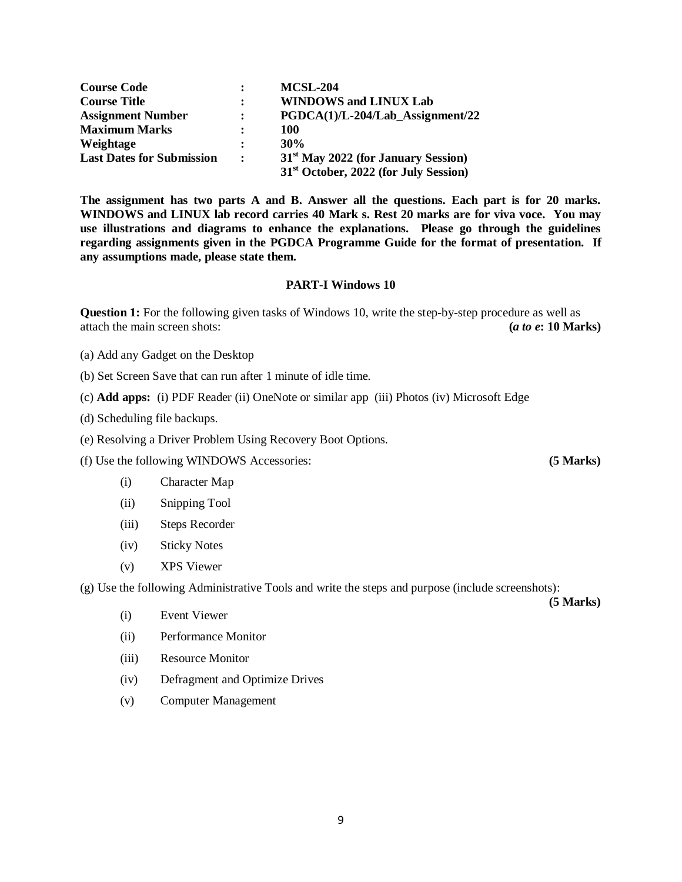| | | |
|---|---|---|
| **Course Code** | **:** | **MCSL-204** |
| **Course Title** | **:** | **WINDOWS and LINUX Lab** |
| **Assignment Number** | **:** | **PGDCA(1)/L-204/Lab_Assignment/22** |
| **Maximum Marks** | **:** | **100** |
| **Weightage** | **:** | **30%** |
| **Last Dates for Submission** | **:** | **31st May 2022 (for January Session)**<br>**31st October, 2022 (for July Session)** |

**The assignment has two parts A and B. Answer all the questions. Each part is for 20 marks. WINDOWS and LINUX lab record carries 40 Mark s. Rest 20 marks are for viva voce. You may use illustrations and diagrams to enhance the explanations. Please go through the guidelines regarding assignments given in the PGDCA Programme Guide for the format of presentation. If any assumptions made, please state them.**

## PART-I Windows 10

**Question 1:** For the following given tasks of Windows 10, write the step-by-step procedure as well as attach the main screen shots: **(*a to e*: 10 Marks)**

(a) Add any Gadget on the Desktop

(b) Set Screen Save that can run after 1 minute of idle time.

(c) **Add apps:** (i) PDF Reader (ii) OneNote or similar app (iii) Photos (iv) Microsoft Edge

(d) Scheduling file backups.

(e) Resolving a Driver Problem Using Recovery Boot Options.

(f) Use the following WINDOWS Accessories: **(5 Marks)**

- (i) Character Map
- (ii) Snipping Tool
- (iii) Steps Recorder
- (iv) Sticky Notes
- (v) XPS Viewer

(g) Use the following Administrative Tools and write the steps and purpose (include screenshots): **(5 Marks)**

- (i) Event Viewer
- (ii) Performance Monitor
- (iii) Resource Monitor
- (iv) Defragment and Optimize Drives
- (v) Computer Management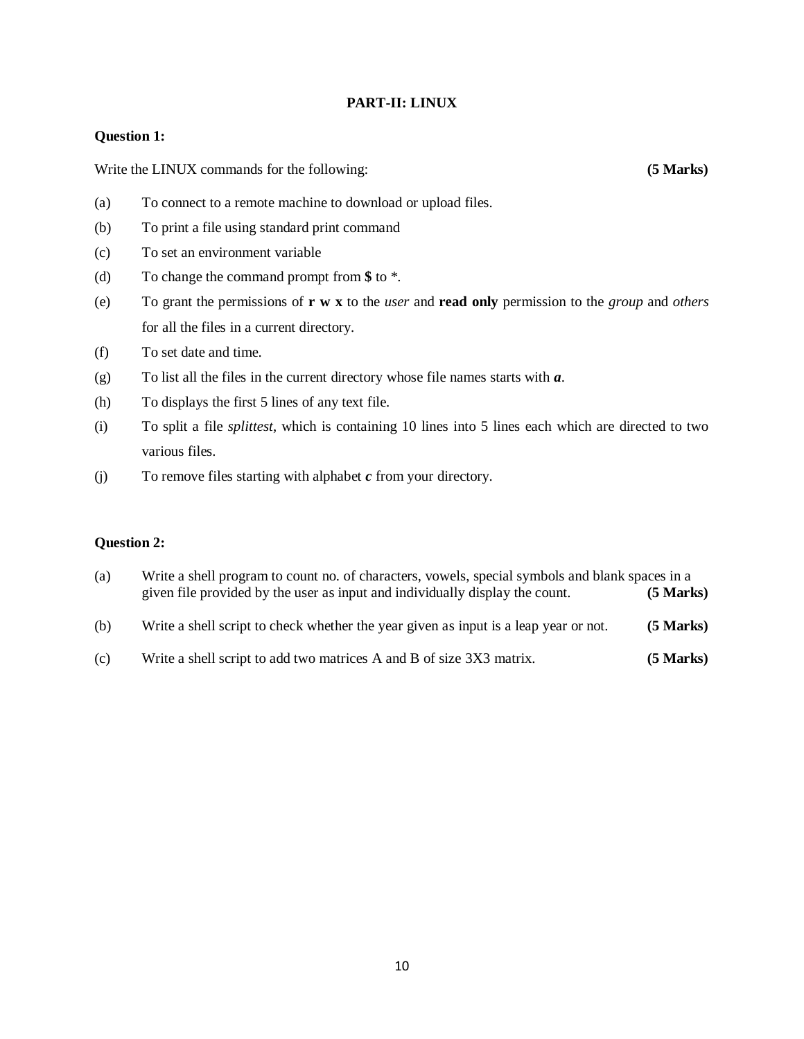## PART-II: LINUX

**Question 1:**

Write the LINUX commands for the following: **(5 Marks)**

(a) To connect to a remote machine to download or upload files.

(b) To print a file using standard print command

(c) To set an environment variable

(d) To change the command prompt from **$** to *.

(e) To grant the permissions of **r w x** to the *user* and **read only** permission to the *group* and *others* for all the files in a current directory.

(f) To set date and time.

(g) To list all the files in the current directory whose file names starts with ***a***.

(h) To displays the first 5 lines of any text file.

(i) To split a file *splittest*, which is containing 10 lines into 5 lines each which are directed to two various files.

(j) To remove files starting with alphabet ***c*** from your directory.

**Question 2:**

(a) Write a shell program to count no. of characters, vowels, special symbols and blank spaces in a given file provided by the user as input and individually display the count. **(5 Marks)**

(b) Write a shell script to check whether the year given as input is a leap year or not. **(5 Marks)**

(c) Write a shell script to add two matrices A and B of size 3X3 matrix. **(5 Marks)**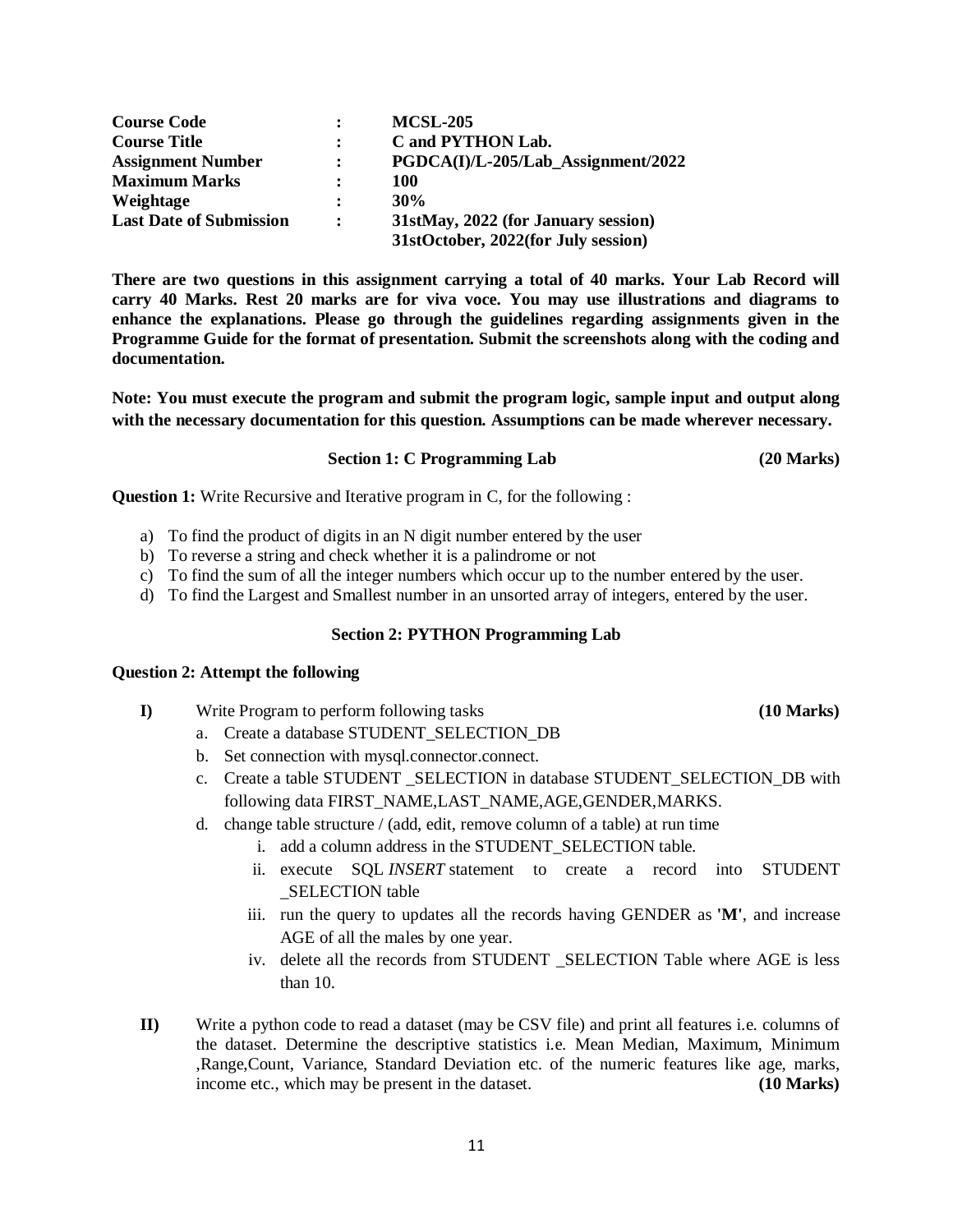| | | |
|---|---|---|
| **Course Code** | **:** | **MCSL-205** |
| **Course Title** | **:** | **C and PYTHON Lab.** |
| **Assignment Number** | **:** | **PGDCA(I)/L-205/Lab_Assignment/2022** |
| **Maximum Marks** | **:** | **100** |
| **Weightage** | **:** | **30%** |
| **Last Date of Submission** | **:** | **31stMay, 2022 (for January session)**<br>**31stOctober, 2022(for July session)** |

**There are two questions in this assignment carrying a total of 40 marks. Your Lab Record will carry 40 Marks. Rest 20 marks are for viva voce. You may use illustrations and diagrams to enhance the explanations. Please go through the guidelines regarding assignments given in the Programme Guide for the format of presentation. Submit the screenshots along with the coding and documentation.**

**Note: You must execute the program and submit the program logic, sample input and output along with the necessary documentation for this question. Assumptions can be made wherever necessary.**

## Section 1: C Programming Lab (20 Marks)

**Question 1:** Write Recursive and Iterative program in C, for the following :

a) To find the product of digits in an N digit number entered by the user
b) To reverse a string and check whether it is a palindrome or not
c) To find the sum of all the integer numbers which occur up to the number entered by the user.
d) To find the Largest and Smallest number in an unsorted array of integers, entered by the user.

## Section 2: PYTHON Programming Lab

**Question 2: Attempt the following**

**I)** Write Program to perform following tasks **(10 Marks)**

a. Create a database STUDENT_SELECTION_DB
b. Set connection with mysql.connector.connect.
c. Create a table STUDENT _SELECTION in database STUDENT_SELECTION_DB with following data FIRST_NAME,LAST_NAME,AGE,GENDER,MARKS.
d. change table structure / (add, edit, remove column of a table) at run time
   i. add a column address in the STUDENT_SELECTION table.
   ii. execute SQL *INSERT* statement to create a record into STUDENT _SELECTION table
   iii. run the query to updates all the records having GENDER as **'M'**, and increase AGE of all the males by one year.
   iv. delete all the records from STUDENT _SELECTION Table where AGE is less than 10.

**II)** Write a python code to read a dataset (may be CSV file) and print all features i.e. columns of the dataset. Determine the descriptive statistics i.e. Mean Median, Maximum, Minimum ,Range,Count, Variance, Standard Deviation etc. of the numeric features like age, marks, income etc., which may be present in the dataset. **(10 Marks)**